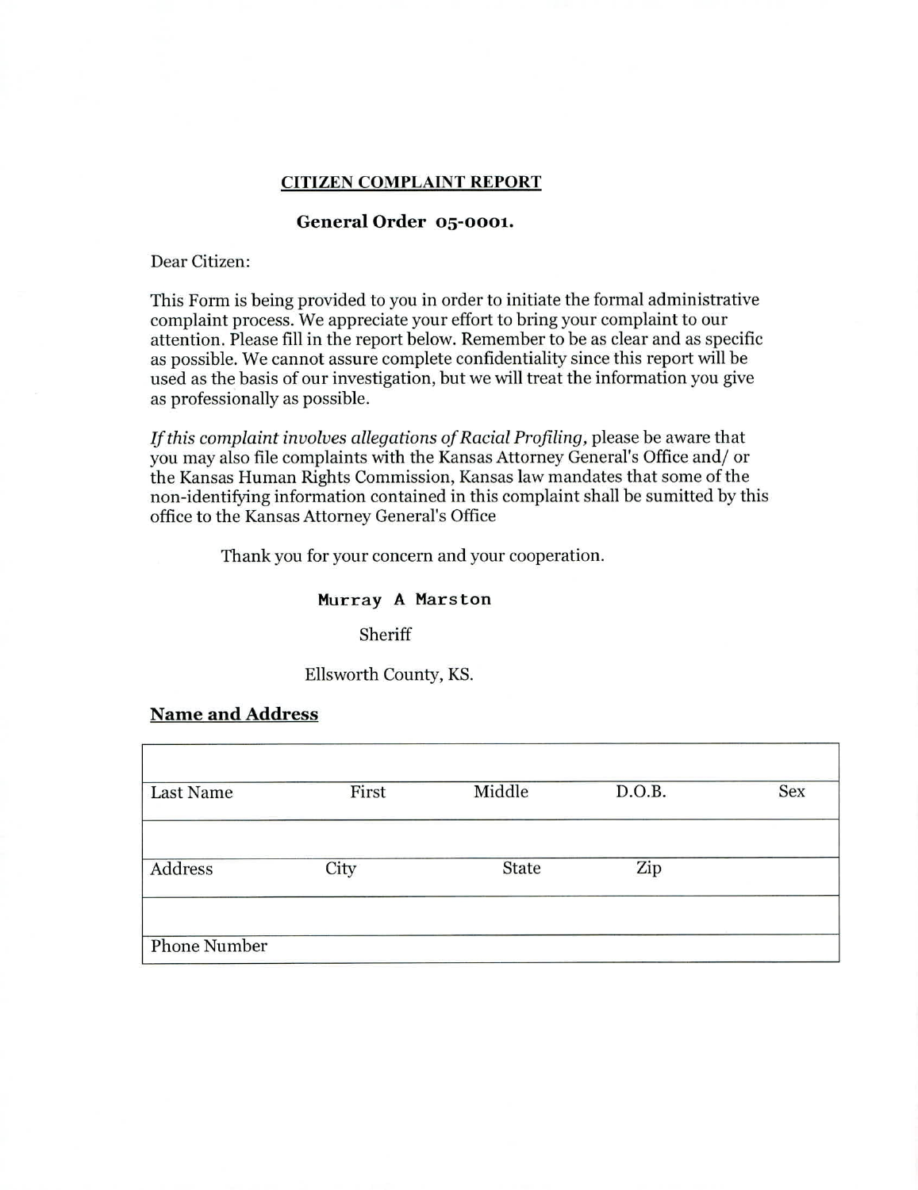**CITIZEN COMPLAINT REPORT**

**General Order 05-0001.**

Dear Citizen:

This Form is being provided to you in order to initiate the formal administrative complaint process. We appreciate your effort to bring your complaint to our attention. Please fill in the report below. Remember to be as clear and as specific as possible. We cannot assure complete confidentiality since this report will be used as the basis of our investigation, but we will treat the information you give as professionally as possible.

*If this complaint involves allegations of Racial Profiling,* please be aware that you may also file complaints with the Kansas Attorney General's Office and/ or the Kansas Human Rights Commission, Kansas law mandates that some of the non-identifying information contained in this complaint shall be sumitted by this office to the Kansas Attorney General's Office

Thank you for your concern and your cooperation.

Murray A Marston

Sheriff

Ellsworth County, KS.

**Name and Address**

| | | | | |
|---|---|---|---|---|
| Last Name | First | Middle | D.O.B. | Sex |
| | | | | |
| Address | City | State | Zip | |
| | | | | |
| Phone Number | | | | |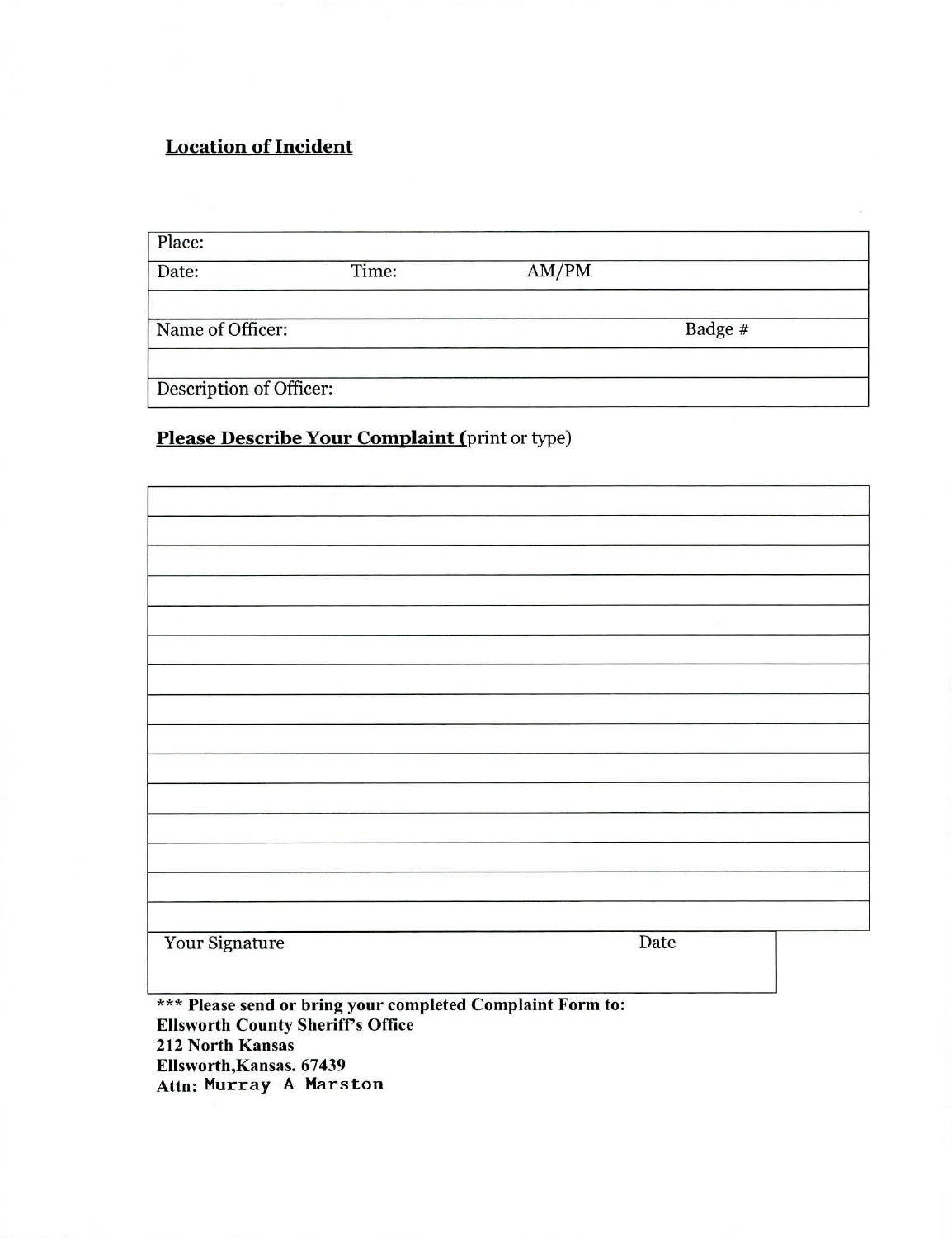**Location of Incident**

| | | | |
|---|---|---|---|
| Place: | | | |
| Date: | Time: | AM/PM | |
| | | | |
| Name of Officer: | | | Badge # |
| | | | |
| Description of Officer: | | | |

**Please Describe Your Complaint (**print or type)

| |
|---|
| |
| |
| |
| |
| |
| |
| |
| |
| |
| |
| |
| |
| |
| |
| |

| | |
|---|---|
| Your Signature | Date |

**\*\*\* Please send or bring your completed Complaint Form to:**
**Ellsworth County Sheriff's Office**
**212 North Kansas**
**Ellsworth,Kansas. 67439**
**Attn:** Murray A Marston